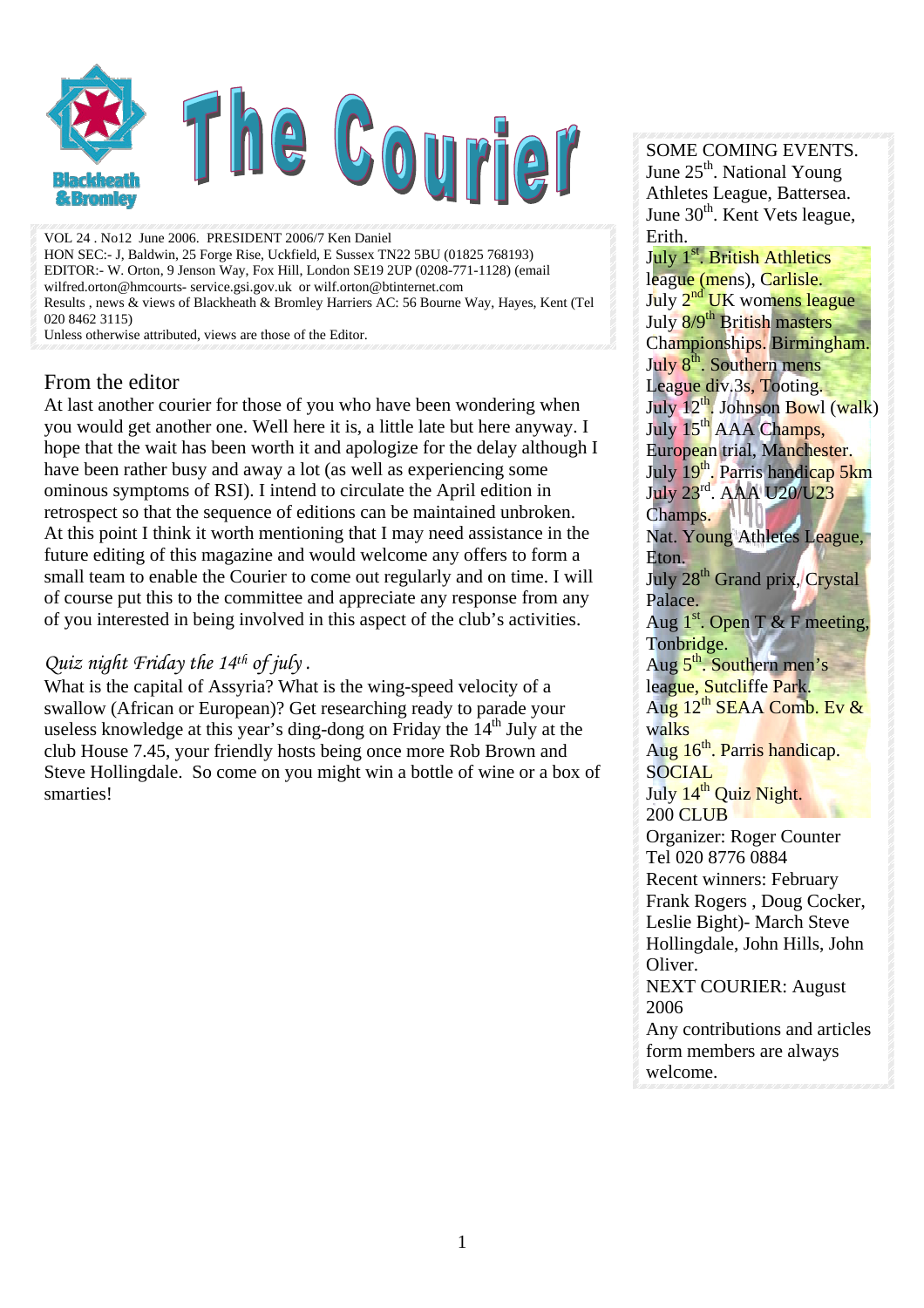# The Courier

VOL 24 . No12 June 2006. PRESIDENT 2006/7 Ken Daniel
HON SEC:- J, Baldwin, 25 Forge Rise, Uckfield, E Sussex TN22 5BU (01825 768193)
EDITOR:- W. Orton, 9 Jenson Way, Fox Hill, London SE19 2UP (0208-771-1128) (email wilfred.orton@hmcourts- service.gsi.gov.uk or wilf.orton@btinternet.com
Results , news & views of Blackheath & Bromley Harriers AC: 56 Bourne Way, Hayes, Kent (Tel 020 8462 3115)
Unless otherwise attributed, views are those of the Editor.

## From the editor

At last another courier for those of you who have been wondering when you would get another one. Well here it is, a little late but here anyway. I hope that the wait has been worth it and apologize for the delay although I have been rather busy and away a lot (as well as experiencing some ominous symptoms of RSI). I intend to circulate the April edition in retrospect so that the sequence of editions can be maintained unbroken. At this point I think it worth mentioning that I may need assistance in the future editing of this magazine and would welcome any offers to form a small team to enable the Courier to come out regularly and on time. I will of course put this to the committee and appreciate any response from any of you interested in being involved in this aspect of the club's activities.

### *Quiz night Friday the 14th of july .*

What is the capital of Assyria? What is the wing-speed velocity of a swallow (African or European)? Get researching ready to parade your useless knowledge at this year's ding-dong on Friday the 14th July at the club House 7.45, your friendly hosts being once more Rob Brown and Steve Hollingdale. So come on you might win a bottle of wine or a box of smarties!

SOME COMING EVENTS.
June 25th. National Young Athletes League, Battersea.
June 30th. Kent Vets league, Erith.
July 1st. British Athletics league (mens), Carlisle.
July 2nd UK womens league
July 8/9th British masters Championships. Birmingham.
July 8th. Southern mens League div.3s, Tooting.
July 12th. Johnson Bowl (walk)
July 15th AAA Champs, European trial, Manchester.
July 19th. Parris handicap 5km
July 23rd. AAA U20/U23 Champs.
Nat. Young Athletes League, Eton.
July 28th Grand prix, Crystal Palace.
Aug 1st. Open T & F meeting, Tonbridge.
Aug 5th. Southern men's league, Sutcliffe Park.
Aug 12th SEAA Comb. Ev & walks
Aug 16th. Parris handicap.
SOCIAL
July 14th Quiz Night.
200 CLUB
Organizer: Roger Counter
Tel 020 8776 0884
Recent winners: February Frank Rogers , Doug Cocker, Leslie Bight)- March Steve Hollingdale, John Hills, John Oliver.
NEXT COURIER: August 2006
Any contributions and articles form members are always welcome.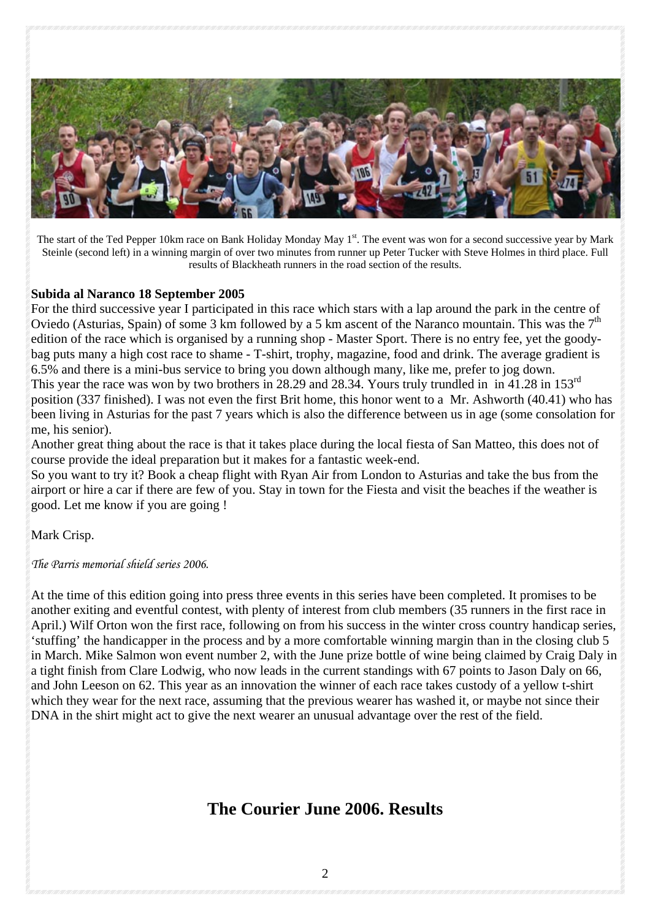The start of the Ted Pepper 10km race on Bank Holiday Monday May 1st. The event was won for a second successive year by Mark Steinle (second left) in a winning margin of over two minutes from runner up Peter Tucker with Steve Holmes in third place. Full results of Blackheath runners in the road section of the results.

**Subida al Naranco 18 September 2005**

For the third successive year I participated in this race which stars with a lap around the park in the centre of Oviedo (Asturias, Spain) of some 3 km followed by a 5 km ascent of the Naranco mountain. This was the 7th edition of the race which is organised by a running shop - Master Sport. There is no entry fee, yet the goody-bag puts many a high cost race to shame - T-shirt, trophy, magazine, food and drink. The average gradient is 6.5% and there is a mini-bus service to bring you down although many, like me, prefer to jog down.

This year the race was won by two brothers in 28.29 and 28.34. Yours truly trundled in in 41.28 in 153rd position (337 finished). I was not even the first Brit home, this honor went to a Mr. Ashworth (40.41) who has been living in Asturias for the past 7 years which is also the difference between us in age (some consolation for me, his senior).

Another great thing about the race is that it takes place during the local fiesta of San Matteo, this does not of course provide the ideal preparation but it makes for a fantastic week-end.

So you want to try it? Book a cheap flight with Ryan Air from London to Asturias and take the bus from the airport or hire a car if there are few of you. Stay in town for the Fiesta and visit the beaches if the weather is good. Let me know if you are going !

Mark Crisp.

*The Parris memorial shield series 2006.*

At the time of this edition going into press three events in this series have been completed. It promises to be another exiting and eventful contest, with plenty of interest from club members (35 runners in the first race in April.) Wilf Orton won the first race, following on from his success in the winter cross country handicap series, 'stuffing' the handicapper in the process and by a more comfortable winning margin than in the closing club 5 in March. Mike Salmon won event number 2, with the June prize bottle of wine being claimed by Craig Daly in a tight finish from Clare Lodwig, who now leads in the current standings with 67 points to Jason Daly on 66, and John Leeson on 62. This year as an innovation the winner of each race takes custody of a yellow t-shirt which they wear for the next race, assuming that the previous wearer has washed it, or maybe not since their DNA in the shirt might act to give the next wearer an unusual advantage over the rest of the field.

## The Courier June 2006. Results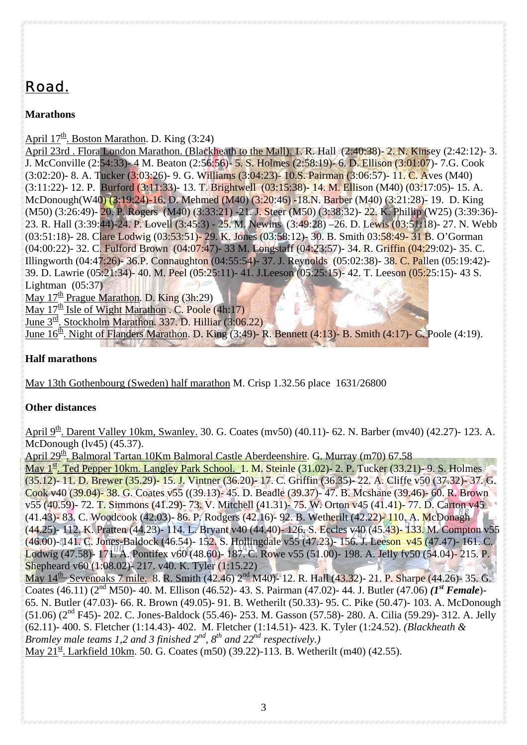# Road.

**Marathons**

April 17th. Boston Marathon. D. King (3:24)

April 23rd . Flora London Marathon. (Blackheath to the Mall). 1. R. Hall (2:40:38)- 2. N. Kinsey (2:42:12)- 3. J. McConville (2:54:33)- 4 M. Beaton (2:56:56)- 5. S. Holmes (2:58:19)- 6. D. Ellison (3:01:07)- 7.G. Cook (3:02:20)- 8. A. Tucker (3:03:26)- 9. G. Williams (3:04:23)- 10.S. Pairman (3:06:57)- 11. C. Aves (M40) (3:11:22)- 12. P. Burford (3:11:33)- 13. T. Brightwell (03:15:38)- 14. M. Ellison (M40) (03:17:05)- 15. A. McDonough(W40) (3:19:24)-16. D. Mehmed (M40) (3:20:46) -18.N. Barber (M40) (3:21:28)- 19. D. King (M50) (3:26:49)- 20. P. Rogers (M40) (3:33:21) -21. J. Steer (M50) (3:38:32)- 22. K. Phillip (W25) (3:39:36)- 23. R. Hall (3:39:44)-24. P. Lovell (3:45:3) - 25. M. Newins (3:49:28) –26. D. Lewis (03:51:18)- 27. N. Webb (03:51:18)- 28. Clare Lodwig (03:53:51)- 29. K. Jones (03:58:12)- 30. B. Smith 03:58:49- 31 B. O'Gorman (04:00:22)- 32. C. Fulford Brown (04:07:47)- 33 M. Longstaff (04:23:57)- 34. R. Griffin (04:29:02)- 35. C. Illingworth (04:47:26)- 36.P. Connaughton (04:55:54)- 37. J. Reynolds (05:02:38)- 38. C. Pallen (05:19:42)- 39. D. Lawrie (05:21:34)- 40. M. Peel (05:25:11)- 41. J.Leeson (05:25:15)- 42. T. Leeson (05:25:15)- 43 S. Lightman (05:37)

May 17th Prague Marathon. D. King (3h:29)

May 17th Isle of Wight Marathon . C. Poole (4h:17)

June 3rd. Stockholm Marathon. 337. D. Hilliar (3:06.22)

June 16th. Night of Flanders Marathon. D. King (3:49)- R. Bennett (4:13)- B. Smith (4:17)- C. Poole (4:19).

**Half marathons**

May 13th Gothenbourg (Sweden) half marathon M. Crisp 1.32.56 place 1631/26800

**Other distances**

April 9th. Darent Valley 10km, Swanley. 30. G. Coates (mv50) (40.11)- 62. N. Barber (mv40) (42.27)- 123. A. McDonough (lv45) (45.37).

April 29th. Balmoral Tartan 10Km Balmoral Castle Aberdeenshire. G. Murray (m70) 67.58

May 1st. Ted Pepper 10km. Langley Park School. 1. M. Steinle (31.02)- 2. P. Tucker (33.21)- 9. S. Holmes (35.12)- 11. D. Brewer (35.29)- 15. J. Vintner (36.20)- 17. C. Griffin (36.35)- 22. A. Cliffe v50 (37.32)- 37. G. Cook v40 (39.04)- 38. G. Coates v55 ((39.13)- 45. D. Beadle (39.37)- 47. B. Mcshane (39.46)- 60. R. Brown v55 (40.59)- 72. T. Simmons (41.29)- 73. V. Mitchell (41.31)- 75. W. Orton v45 (41.41)- 77. D. Carton v45 (41.43)- 83. C. Woodcook (42.03)- 86. P. Rodgers (42.16)- 92. B. Wetherilt (42.22)- 110. A. McDonagh (44.25)- 112. K. Pratten (44.23)- 114. L. Bryant v40 (44.40)- 126. S. Eccles v40 (45.43)- 133. M. Compton v55 (46.00)- 141. C. Jones-Baldock (46.54)- 152. S. Hollingdale v55 (47.23)- 156. J. Leeson v45 (47.47)- 161. C. Lodwig (47.58)- 171. A. Pontifex v60 (48.60)- 187. C. Rowe v55 (51.00)- 198. A. Jelly fv50 (54.04)- 215. P. Shepheard v60 (1:08.02)- 217. v40. K. Tyler (1:15.22)

May 14th Sevenoaks 7 mile. 8. R. Smith (42.46) 2nd M40)- 12. R. Hall (43.32)- 21. P. Sharpe (44.26)- 35. G. Coates (46.11) (2nd M50)- 40. M. Ellison (46.52)- 43. S. Pairman (47.02)- 44. J. Butler (47.06) ***(1st Female***)- 65. N. Butler (47.03)- 66. R. Brown (49.05)- 91. B. Wetherilt (50.33)- 95. C. Pike (50.47)- 103. A. McDonough (51.06) (2nd F45)- 202. C. Jones-Baldock (55.46)- 253. M. Gasson (57.58)- 280. A. Cilia (59.29)- 312. A. Jelly (62.11)- 400. S. Fletcher (1:14.43)- 402. M. Fletcher (1:14.51)- 423. K. Tyler (1:24.52). *(Blackheath & Bromley male teams 1,2 and 3 finished 2nd, 8th and 22nd respectively.)*

May 21st. Larkfield 10km. 50. G. Coates (m50) (39.22)-113. B. Wetherilt (m40) (42.55).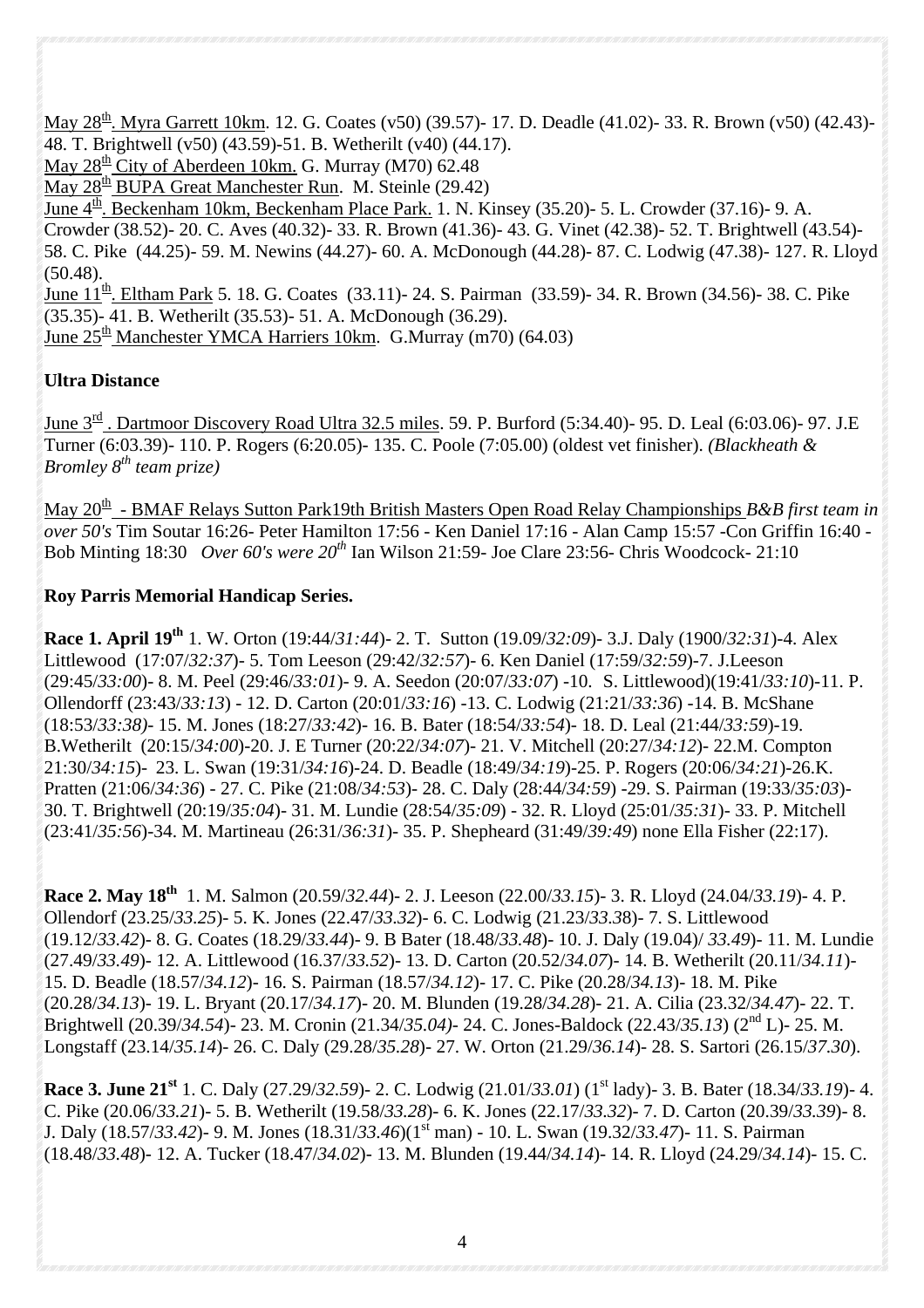May 28th. Myra Garrett 10km. 12. G. Coates (v50) (39.57)- 17. D. Deadle (41.02)- 33. R. Brown (v50) (42.43)- 48. T. Brightwell (v50) (43.59)-51. B. Wetherilt (v40) (44.17).
May 28th City of Aberdeen 10km. G. Murray (M70) 62.48
May 28th BUPA Great Manchester Run. M. Steinle (29.42)
June 4th. Beckenham 10km, Beckenham Place Park. 1. N. Kinsey (35.20)- 5. L. Crowder (37.16)- 9. A. Crowder (38.52)- 20. C. Aves (40.32)- 33. R. Brown (41.36)- 43. G. Vinet (42.38)- 52. T. Brightwell (43.54)- 58. C. Pike (44.25)- 59. M. Newins (44.27)- 60. A. McDonough (44.28)- 87. C. Lodwig (47.38)- 127. R. Lloyd (50.48).
June 11th. Eltham Park 5. 18. G. Coates (33.11)- 24. S. Pairman (33.59)- 34. R. Brown (34.56)- 38. C. Pike (35.35)- 41. B. Wetherilt (35.53)- 51. A. McDonough (36.29).
June 25th Manchester YMCA Harriers 10km. G.Murray (m70) (64.03)

**Ultra Distance**

June 3rd . Dartmoor Discovery Road Ultra 32.5 miles. 59. P. Burford (5:34.40)- 95. D. Leal (6:03.06)- 97. J.E Turner (6:03.39)- 110. P. Rogers (6:20.05)- 135. C. Poole (7:05.00) (oldest vet finisher). *(Blackheath & Bromley 8th team prize)*

May 20th - BMAF Relays Sutton Park19th British Masters Open Road Relay Championships *B&B first team in over 50's* Tim Soutar 16:26- Peter Hamilton 17:56 - Ken Daniel 17:16 - Alan Camp 15:57 -Con Griffin 16:40 - Bob Minting 18:30 *Over 60's were 20th* Ian Wilson 21:59- Joe Clare 23:56- Chris Woodcock- 21:10

**Roy Parris Memorial Handicap Series.**

**Race 1. April 19th** 1. W. Orton (19:44/*31:44*)- 2. T. Sutton (19.09/*32:09*)- 3.J. Daly (1900/*32:31*)-4. Alex Littlewood (17:07/*32:37*)- 5. Tom Leeson (29:42/*32:57*)- 6. Ken Daniel (17:59/*32:59*)-7. J.Leeson (29:45/*33:00*)- 8. M. Peel (29:46/*33:01*)- 9. A. Seedon (20:07/*33:07*) -10. S. Littlewood)(19:41/*33:10*)-11. P. Ollendorff (23:43/*33:13*) - 12. D. Carton (20:01/*33:16*) -13. C. Lodwig (21:21/*33:36*) -14. B. McShane (18:53/*33:38)*- 15. M. Jones (18:27/*33:42*)- 16. B. Bater (18:54/*33:54*)- 18. D. Leal (21:44/*33:59*)-19. B.Wetherilt (20:15/*34:00*)-20. J. E Turner (20:22/*34:07*)- 21. V. Mitchell (20:27/*34:12*)- 22.M. Compton 21:30/*34:15*)- 23. L. Swan (19:31/*34:16*)-24. D. Beadle (18:49/*34:19*)-25. P. Rogers (20:06/*34:21*)-26.K. Pratten (21:06/*34:36*) - 27. C. Pike (21:08/*34:53*)- 28. C. Daly (28:44/*34:59*) -29. S. Pairman (19:33/*35:03*)- 30. T. Brightwell (20:19/*35:04*)- 31. M. Lundie (28:54/*35:09*) - 32. R. Lloyd (25:01/*35:31*)- 33. P. Mitchell (23:41/*35:56*)-34. M. Martineau (26:31/*36:31*)- 35. P. Shepheard (31:49/*39:49*) none Ella Fisher (22:17).

**Race 2. May 18th** 1. M. Salmon (20.59/*32.44*)- 2. J. Leeson (22.00/*33.15*)- 3. R. Lloyd (24.04/*33.19*)- 4. P. Ollendorf (23.25/*33.25*)- 5. K. Jones (22.47/*33.32*)- 6. C. Lodwig (21.23/*33.38*)- 7. S. Littlewood (19.12/*33.42*)- 8. G. Coates (18.29/*33.44*)- 9. B Bater (18.48/*33.48*)- 10. J. Daly (19.04)/ *33.49*)- 11. M. Lundie (27.49/*33.49*)- 12. A. Littlewood (16.37/*33.52*)- 13. D. Carton (20.52/*34.07*)- 14. B. Wetherilt (20.11/*34.11*)- 15. D. Beadle (18.57/*34.12*)- 16. S. Pairman (18.57/*34.12*)- 17. C. Pike (20.28/*34.13*)- 18. M. Pike (20.28/*34.13*)- 19. L. Bryant (20.17/*34.17*)- 20. M. Blunden (19.28/*34.28*)- 21. A. Cilia (23.32/*34.47*)- 22. T. Brightwell (20.39/*34.54*)- 23. M. Cronin (21.34/*35.04)*- 24. C. Jones-Baldock (22.43/*35.13*) (2nd L)- 25. M. Longstaff (23.14/*35.14*)- 26. C. Daly (29.28/*35.28*)- 27. W. Orton (21.29/*36.14*)- 28. S. Sartori (26.15/*37.30*).

**Race 3. June 21st** 1. C. Daly (27.29/*32.59*)- 2. C. Lodwig (21.01/*33.01*) (1st lady)- 3. B. Bater (18.34/*33.19*)- 4. C. Pike (20.06/*33.21*)- 5. B. Wetherilt (19.58/*33.28*)- 6. K. Jones (22.17/*33.32*)- 7. D. Carton (20.39/*33.39*)- 8. J. Daly (18.57/*33.42*)- 9. M. Jones (18.31/*33.46*)(1st man) - 10. L. Swan (19.32/*33.47*)- 11. S. Pairman (18.48/*33.48*)- 12. A. Tucker (18.47/*34.02*)- 13. M. Blunden (19.44/*34.14*)- 14. R. Lloyd (24.29/*34.14*)- 15. C.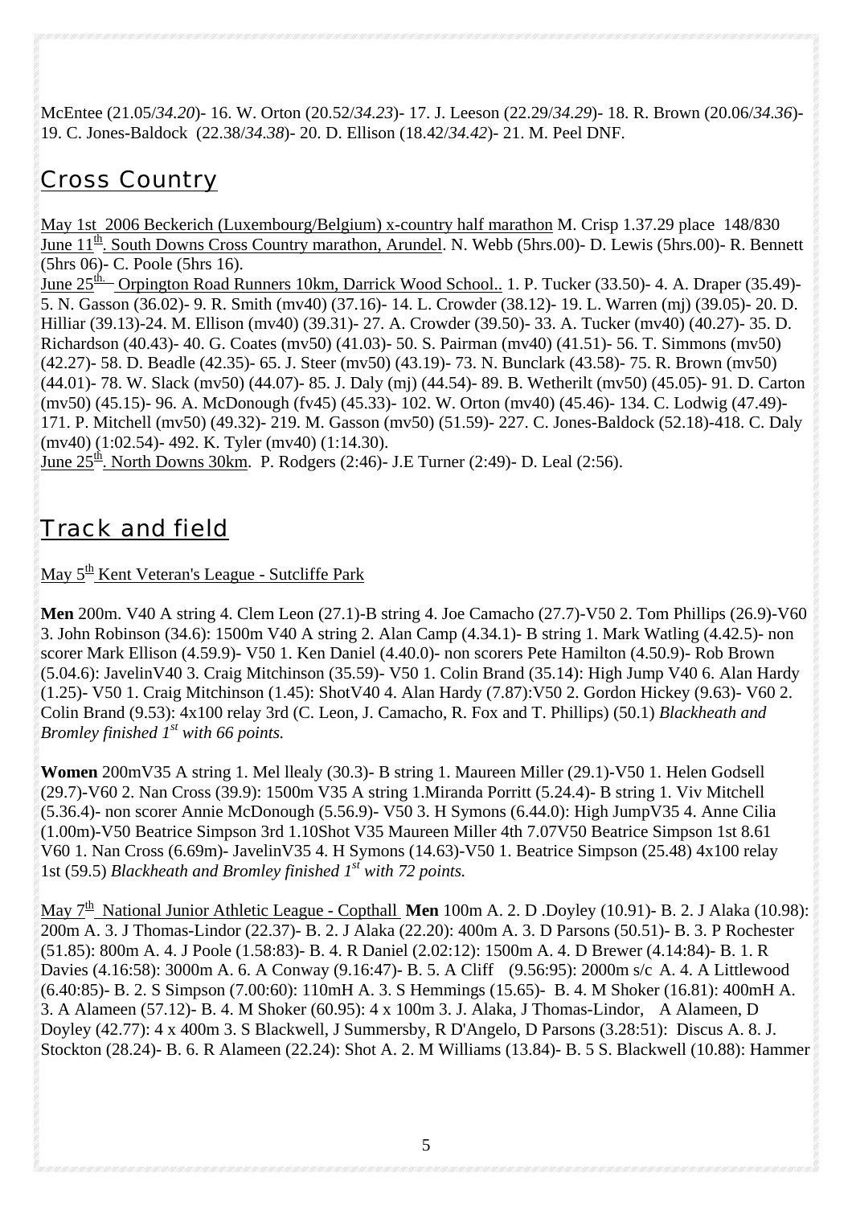McEntee (21.05/*34.20*)- 16. W. Orton (20.52/*34.23*)- 17. J. Leeson (22.29/*34.29*)- 18. R. Brown (20.06/*34.36*)- 19. C. Jones-Baldock (22.38/*34.38*)- 20. D. Ellison (18.42/*34.42*)- 21. M. Peel DNF.

## Cross Country

May 1st 2006 Beckerich (Luxembourg/Belgium) x-country half marathon M. Crisp 1.37.29 place 148/830
June 11th. South Downs Cross Country marathon, Arundel. N. Webb (5hrs.00)- D. Lewis (5hrs.00)- R. Bennett (5hrs 06)- C. Poole (5hrs 16).
June 25th. Orpington Road Runners 10km, Darrick Wood School.. 1. P. Tucker (33.50)- 4. A. Draper (35.49)- 5. N. Gasson (36.02)- 9. R. Smith (mv40) (37.16)- 14. L. Crowder (38.12)- 19. L. Warren (mj) (39.05)- 20. D. Hilliar (39.13)-24. M. Ellison (mv40) (39.31)- 27. A. Crowder (39.50)- 33. A. Tucker (mv40) (40.27)- 35. D. Richardson (40.43)- 40. G. Coates (mv50) (41.03)- 50. S. Pairman (mv40) (41.51)- 56. T. Simmons (mv50) (42.27)- 58. D. Beadle (42.35)- 65. J. Steer (mv50) (43.19)- 73. N. Bunclark (43.58)- 75. R. Brown (mv50) (44.01)- 78. W. Slack (mv50) (44.07)- 85. J. Daly (mj) (44.54)- 89. B. Wetherilt (mv50) (45.05)- 91. D. Carton (mv50) (45.15)- 96. A. McDonough (fv45) (45.33)- 102. W. Orton (mv40) (45.46)- 134. C. Lodwig (47.49)- 171. P. Mitchell (mv50) (49.32)- 219. M. Gasson (mv50) (51.59)- 227. C. Jones-Baldock (52.18)-418. C. Daly (mv40) (1:02.54)- 492. K. Tyler (mv40) (1:14.30).
June 25th. North Downs 30km. P. Rodgers (2:46)- J.E Turner (2:49)- D. Leal (2:56).

## Track and field

May 5th Kent Veteran's League - Sutcliffe Park

**Men** 200m. V40 A string 4. Clem Leon (27.1)-B string 4. Joe Camacho (27.7)-V50 2. Tom Phillips (26.9)-V60 3. John Robinson (34.6): 1500m V40 A string 2. Alan Camp (4.34.1)- B string 1. Mark Watling (4.42.5)- non scorer Mark Ellison (4.59.9)- V50 1. Ken Daniel (4.40.0)- non scorers Pete Hamilton (4.50.9)- Rob Brown (5.04.6): JavelinV40 3. Craig Mitchinson (35.59)- V50 1. Colin Brand (35.14): High Jump V40 6. Alan Hardy (1.25)- V50 1. Craig Mitchinson (1.45): ShotV40 4. Alan Hardy (7.87):V50 2. Gordon Hickey (9.63)- V60 2. Colin Brand (9.53): 4x100 relay 3rd (C. Leon, J. Camacho, R. Fox and T. Phillips) (50.1) *Blackheath and Bromley finished 1st with 66 points.*

**Women** 200mV35 A string 1. Mel llealy (30.3)- B string 1. Maureen Miller (29.1)-V50 1. Helen Godsell (29.7)-V60 2. Nan Cross (39.9): 1500m V35 A string 1.Miranda Porritt (5.24.4)- B string 1. Viv Mitchell (5.36.4)- non scorer Annie McDonough (5.56.9)- V50 3. H Symons (6.44.0): High JumpV35 4. Anne Cilia (1.00m)-V50 Beatrice Simpson 3rd 1.10Shot V35 Maureen Miller 4th 7.07V50 Beatrice Simpson 1st 8.61 V60 1. Nan Cross (6.69m)- JavelinV35 4. H Symons (14.63)-V50 1. Beatrice Simpson (25.48) 4x100 relay 1st (59.5) *Blackheath and Bromley finished 1st with 72 points.*

May 7th National Junior Athletic League - Copthall **Men** 100m A. 2. D .Doyley (10.91)- B. 2. J Alaka (10.98): 200m A. 3. J Thomas-Lindor (22.37)- B. 2. J Alaka (22.20): 400m A. 3. D Parsons (50.51)- B. 3. P Rochester (51.85): 800m A. 4. J Poole (1.58:83)- B. 4. R Daniel (2.02:12): 1500m A. 4. D Brewer (4.14:84)- B. 1. R Davies (4.16:58): 3000m A. 6. A Conway (9.16:47)- B. 5. A Cliff (9.56:95): 2000m s/c A. 4. A Littlewood (6.40:85)- B. 2. S Simpson (7.00:60): 110mH A. 3. S Hemmings (15.65)- B. 4. M Shoker (16.81): 400mH A. 3. A Alameen (57.12)- B. 4. M Shoker (60.95): 4 x 100m 3. J. Alaka, J Thomas-Lindor, A Alameen, D Doyley (42.77): 4 x 400m 3. S Blackwell, J Summersby, R D'Angelo, D Parsons (3.28:51): Discus A. 8. J. Stockton (28.24)- B. 6. R Alameen (22.24): Shot A. 2. M Williams (13.84)- B. 5 S. Blackwell (10.88): Hammer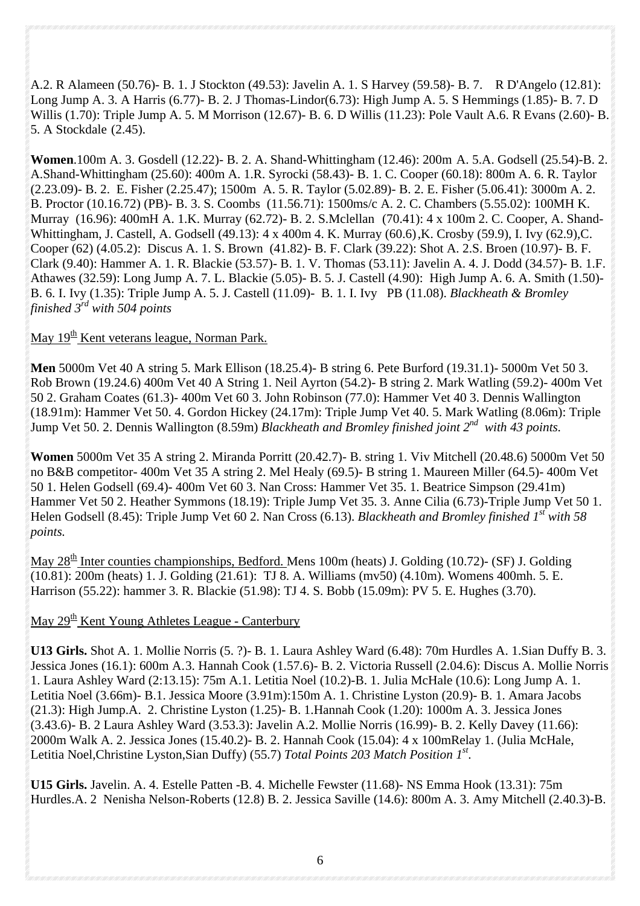A.2. R Alameen (50.76)- B. 1. J Stockton (49.53): Javelin A. 1. S Harvey (59.58)- B. 7. R D'Angelo (12.81): Long Jump A. 3. A Harris (6.77)- B. 2. J Thomas-Lindor(6.73): High Jump A. 5. S Hemmings (1.85)- B. 7. D Willis (1.70): Triple Jump A. 5. M Morrison (12.67)- B. 6. D Willis (11.23): Pole Vault A.6. R Evans (2.60)- B. 5. A Stockdale (2.45).

**Women**.100m A. 3. Gosdell (12.22)- B. 2. A. Shand-Whittingham (12.46): 200m A. 5.A. Godsell (25.54)-B. 2. A.Shand-Whittingham (25.60): 400m A. 1.R. Syrocki (58.43)- B. 1. C. Cooper (60.18): 800m A. 6. R. Taylor (2.23.09)- B. 2. E. Fisher (2.25.47); 1500m A. 5. R. Taylor (5.02.89)- B. 2. E. Fisher (5.06.41): 3000m A. 2. B. Proctor (10.16.72) (PB)- B. 3. S. Coombs (11.56.71): 1500ms/c A. 2. C. Chambers (5.55.02): 100MH K. Murray (16.96): 400mH A. 1.K. Murray (62.72)- B. 2. S.Mclellan (70.41): 4 x 100m 2. C. Cooper, A. Shand-Whittingham, J. Castell, A. Godsell (49.13): 4 x 400m 4. K. Murray (60.6),K. Crosby (59.9), I. Ivy (62.9),C. Cooper (62) (4.05.2): Discus A. 1. S. Brown (41.82)- B. F. Clark (39.22): Shot A. 2.S. Broen (10.97)- B. F. Clark (9.40): Hammer A. 1. R. Blackie (53.57)- B. 1. V. Thomas (53.11): Javelin A. 4. J. Dodd (34.57)- B. 1.F. Athawes (32.59): Long Jump A. 7. L. Blackie (5.05)- B. 5. J. Castell (4.90): High Jump A. 6. A. Smith (1.50)- B. 6. I. Ivy (1.35): Triple Jump A. 5. J. Castell (11.09)- B. 1. I. Ivy PB (11.08). *Blackheath & Bromley finished 3rd with 504 points*

May 19th Kent veterans league, Norman Park.

**Men** 5000m Vet 40 A string 5. Mark Ellison (18.25.4)- B string 6. Pete Burford (19.31.1)- 5000m Vet 50 3. Rob Brown (19.24.6) 400m Vet 40 A String 1. Neil Ayrton (54.2)- B string 2. Mark Watling (59.2)- 400m Vet 50 2. Graham Coates (61.3)- 400m Vet 60 3. John Robinson (77.0): Hammer Vet 40 3. Dennis Wallington (18.91m): Hammer Vet 50. 4. Gordon Hickey (24.17m): Triple Jump Vet 40. 5. Mark Watling (8.06m): Triple Jump Vet 50. 2. Dennis Wallington (8.59m) *Blackheath and Bromley finished joint 2nd with 43 points.*

**Women** 5000m Vet 35 A string 2. Miranda Porritt (20.42.7)- B. string 1. Viv Mitchell (20.48.6) 5000m Vet 50 no B&B competitor- 400m Vet 35 A string 2. Mel Healy (69.5)- B string 1. Maureen Miller (64.5)- 400m Vet 50 1. Helen Godsell (69.4)- 400m Vet 60 3. Nan Cross: Hammer Vet 35. 1. Beatrice Simpson (29.41m) Hammer Vet 50 2. Heather Symmons (18.19): Triple Jump Vet 35. 3. Anne Cilia (6.73)-Triple Jump Vet 50 1. Helen Godsell (8.45): Triple Jump Vet 60 2. Nan Cross (6.13). *Blackheath and Bromley finished 1st with 58 points.*

May 28th Inter counties championships, Bedford. Mens 100m (heats) J. Golding (10.72)- (SF) J. Golding (10.81): 200m (heats) 1. J. Golding (21.61): TJ 8. A. Williams (mv50) (4.10m). Womens 400mh. 5. E. Harrison (55.22): hammer 3. R. Blackie (51.98): TJ 4. S. Bobb (15.09m): PV 5. E. Hughes (3.70).

May 29th Kent Young Athletes League - Canterbury

**U13 Girls.** Shot A. 1. Mollie Norris (5. ?)- B. 1. Laura Ashley Ward (6.48): 70m Hurdles A. 1.Sian Duffy B. 3. Jessica Jones (16.1): 600m A.3. Hannah Cook (1.57.6)- B. 2. Victoria Russell (2.04.6): Discus A. Mollie Norris 1. Laura Ashley Ward (2:13.15): 75m A.1. Letitia Noel (10.2)-B. 1. Julia McHale (10.6): Long Jump A. 1. Letitia Noel (3.66m)- B.1. Jessica Moore (3.91m):150m A. 1. Christine Lyston (20.9)- B. 1. Amara Jacobs (21.3): High Jump.A. 2. Christine Lyston (1.25)- B. 1.Hannah Cook (1.20): 1000m A. 3. Jessica Jones (3.43.6)- B. 2 Laura Ashley Ward (3.53.3): Javelin A.2. Mollie Norris (16.99)- B. 2. Kelly Davey (11.66): 2000m Walk A. 2. Jessica Jones (15.40.2)- B. 2. Hannah Cook (15.04): 4 x 100mRelay 1. (Julia McHale, Letitia Noel,Christine Lyston,Sian Duffy) (55.7) *Total Points 203 Match Position 1st*.

**U15 Girls.** Javelin. A. 4. Estelle Patten -B. 4. Michelle Fewster (11.68)- NS Emma Hook (13.31): 75m Hurdles.A. 2 Nenisha Nelson-Roberts (12.8) B. 2. Jessica Saville (14.6): 800m A. 3. Amy Mitchell (2.40.3)-B.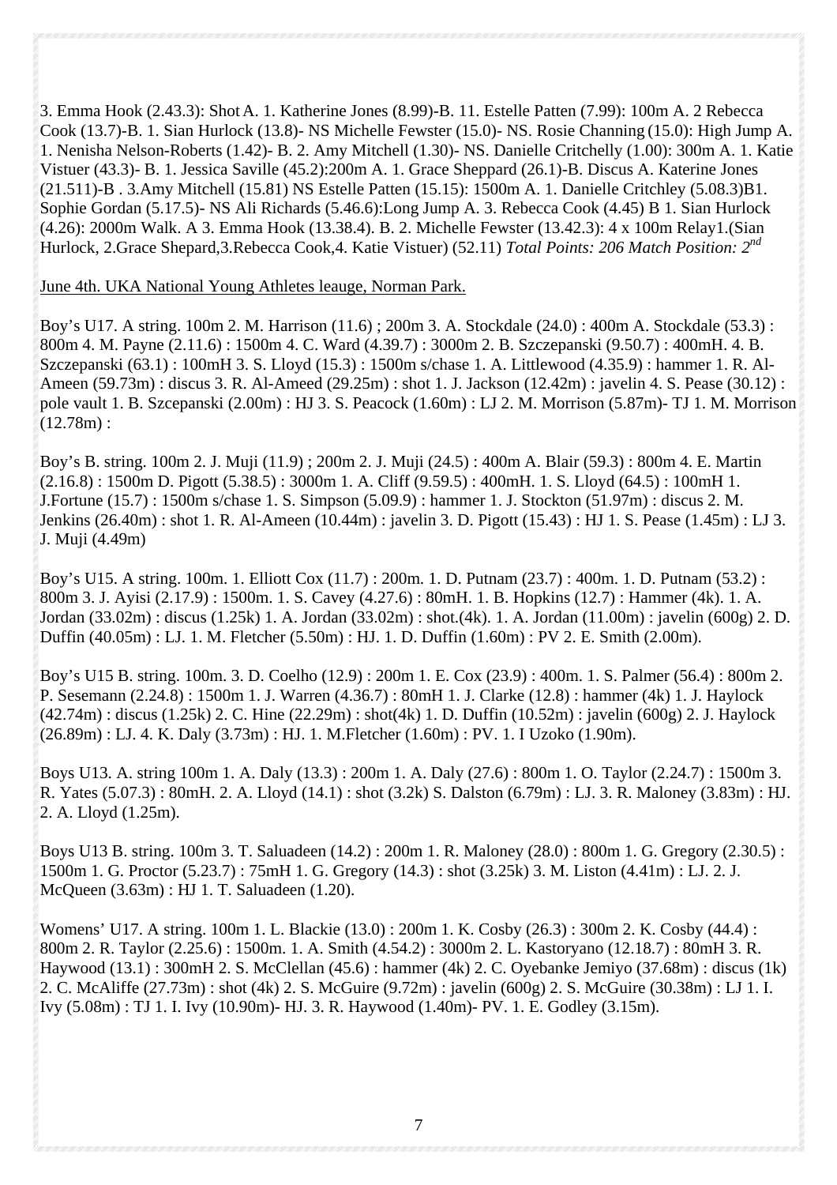3. Emma Hook (2.43.3): Shot A. 1. Katherine Jones (8.99)-B. 11. Estelle Patten (7.99): 100m A. 2 Rebecca Cook (13.7)-B. 1. Sian Hurlock (13.8)- NS Michelle Fewster (15.0)- NS. Rosie Channing (15.0): High Jump A. 1. Nenisha Nelson-Roberts (1.42)- B. 2. Amy Mitchell (1.30)- NS. Danielle Critchelly (1.00): 300m A. 1. Katie Vistuer (43.3)- B. 1. Jessica Saville (45.2):200m A. 1. Grace Sheppard (26.1)-B. Discus A. Katerine Jones (21.511)-B . 3.Amy Mitchell (15.81) NS Estelle Patten (15.15): 1500m A. 1. Danielle Critchley (5.08.3)B1. Sophie Gordan (5.17.5)- NS Ali Richards (5.46.6):Long Jump A. 3. Rebecca Cook (4.45) B 1. Sian Hurlock (4.26): 2000m Walk. A 3. Emma Hook (13.38.4). B. 2. Michelle Fewster (13.42.3): 4 x 100m Relay1.(Sian Hurlock, 2.Grace Shepard,3.Rebecca Cook,4. Katie Vistuer) (52.11) *Total Points: 206 Match Position: 2nd*

June 4th. UKA National Young Athletes leauge, Norman Park.

Boy's U17. A string. 100m 2. M. Harrison (11.6) ; 200m 3. A. Stockdale (24.0) : 400m A. Stockdale (53.3) : 800m 4. M. Payne (2.11.6) : 1500m 4. C. Ward (4.39.7) : 3000m 2. B. Szczepanski (9.50.7) : 400mH. 4. B. Szczepanski (63.1) : 100mH 3. S. Lloyd (15.3) : 1500m s/chase 1. A. Littlewood (4.35.9) : hammer 1. R. Al-Ameen (59.73m) : discus 3. R. Al-Ameed (29.25m) : shot 1. J. Jackson (12.42m) : javelin 4. S. Pease (30.12) : pole vault 1. B. Szcepanski (2.00m) : HJ 3. S. Peacock (1.60m) : LJ 2. M. Morrison (5.87m)- TJ 1. M. Morrison (12.78m) :

Boy's B. string. 100m 2. J. Muji (11.9) ; 200m 2. J. Muji (24.5) : 400m A. Blair (59.3) : 800m 4. E. Martin (2.16.8) : 1500m D. Pigott (5.38.5) : 3000m 1. A. Cliff (9.59.5) : 400mH. 1. S. Lloyd (64.5) : 100mH 1. J.Fortune (15.7) : 1500m s/chase 1. S. Simpson (5.09.9) : hammer 1. J. Stockton (51.97m) : discus 2. M. Jenkins (26.40m) : shot 1. R. Al-Ameen (10.44m) : javelin 3. D. Pigott (15.43) : HJ 1. S. Pease (1.45m) : LJ 3. J. Muji (4.49m)

Boy's U15. A string. 100m. 1. Elliott Cox (11.7) : 200m. 1. D. Putnam (23.7) : 400m. 1. D. Putnam (53.2) : 800m 3. J. Ayisi (2.17.9) : 1500m. 1. S. Cavey (4.27.6) : 80mH. 1. B. Hopkins (12.7) : Hammer (4k). 1. A. Jordan (33.02m) : discus (1.25k) 1. A. Jordan (33.02m) : shot.(4k). 1. A. Jordan (11.00m) : javelin (600g) 2. D. Duffin (40.05m) : LJ. 1. M. Fletcher (5.50m) : HJ. 1. D. Duffin (1.60m) : PV 2. E. Smith (2.00m).

Boy's U15 B. string. 100m. 3. D. Coelho (12.9) : 200m 1. E. Cox (23.9) : 400m. 1. S. Palmer (56.4) : 800m 2. P. Sesemann (2.24.8) : 1500m 1. J. Warren (4.36.7) : 80mH 1. J. Clarke (12.8) : hammer (4k) 1. J. Haylock (42.74m) : discus (1.25k) 2. C. Hine (22.29m) : shot(4k) 1. D. Duffin (10.52m) : javelin (600g) 2. J. Haylock (26.89m) : LJ. 4. K. Daly (3.73m) : HJ. 1. M.Fletcher (1.60m) : PV. 1. I Uzoko (1.90m).

Boys U13. A string 100m 1. A. Daly (13.3) : 200m 1. A. Daly (27.6) : 800m 1. O. Taylor (2.24.7) : 1500m 3. R. Yates (5.07.3) : 80mH. 2. A. Lloyd (14.1) : shot (3.2k) S. Dalston (6.79m) : LJ. 3. R. Maloney (3.83m) : HJ. 2. A. Lloyd (1.25m).

Boys U13 B. string. 100m 3. T. Saluadeen (14.2) : 200m 1. R. Maloney (28.0) : 800m 1. G. Gregory (2.30.5) : 1500m 1. G. Proctor (5.23.7) : 75mH 1. G. Gregory (14.3) : shot (3.25k) 3. M. Liston (4.41m) : LJ. 2. J. McQueen (3.63m) : HJ 1. T. Saluadeen (1.20).

Womens' U17. A string. 100m 1. L. Blackie (13.0) : 200m 1. K. Cosby (26.3) : 300m 2. K. Cosby (44.4) : 800m 2. R. Taylor (2.25.6) : 1500m. 1. A. Smith (4.54.2) : 3000m 2. L. Kastoryano (12.18.7) : 80mH 3. R. Haywood (13.1) : 300mH 2. S. McClellan (45.6) : hammer (4k) 2. C. Oyebanke Jemiyo (37.68m) : discus (1k) 2. C. McAliffe (27.73m) : shot (4k) 2. S. McGuire (9.72m) : javelin (600g) 2. S. McGuire (30.38m) : LJ 1. I. Ivy (5.08m) : TJ 1. I. Ivy (10.90m)- HJ. 3. R. Haywood (1.40m)- PV. 1. E. Godley (3.15m).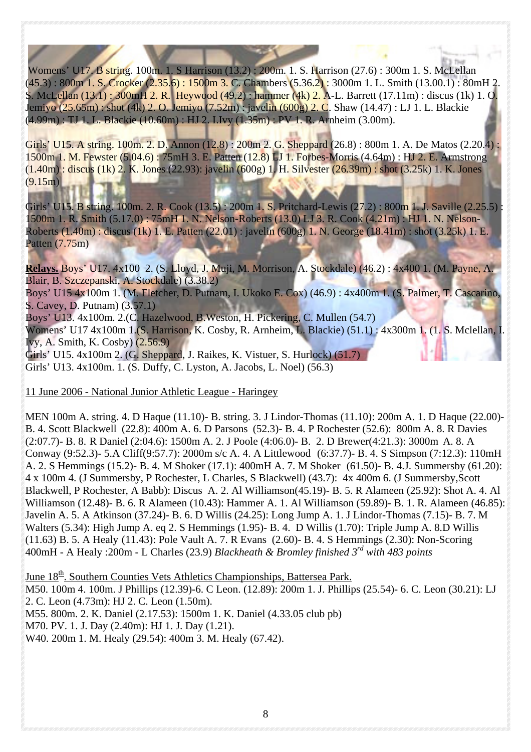Womens' U17. B string. 100m. 1. S Harrison (13.2) : 200m. 1. S. Harrison (27.6) : 300m 1. S. McLellan (45.3) : 800m 1. S. Crocker (2.35.6) : 1500m 3. C. Chambers (5.36.2) : 3000m 1. L. Smith (13.00.1) : 80mH 2. S. McLellan (13.1) : 300mH 2. R. Heywood (49.2) : hammer (4k) 2. A-L. Barrett (17.11m) : discus (1k) 1. O. Jemiyo (25.65m) : shot (4k) 2. O. Jemiyo (7.52m) : javelin (600g) 2. C. Shaw (14.47) : LJ 1. L. Blackie (4.99m) : TJ 1. L. Blackie (10.60m) : HJ 2. I.Ivy (1.35m) : PV 1. R. Arnheim (3.00m).

Girls' U15. A string. 100m. 2. D. Annon (12.8) : 200m 2. G. Sheppard (26.8) : 800m 1. A. De Matos (2.20.4) : 1500m 1. M. Fewster (5.04.6) : 75mH 3. E. Patten (12.8) LJ 1. Forbes-Morris (4.64m) : HJ 2. E. Armstrong (1.40m) : discus (1k) 2. K. Jones (22.93): javelin (600g) 1. H. Silvester (26.39m) : shot (3.25k) 1. K. Jones (9.15m)

Girls' U15. B string. 100m. 2. R. Cook (13.5) : 200m 1. S. Pritchard-Lewis (27.2) : 800m 1. J. Saville (2.25.5) : 1500m 1. R. Smith (5.17.0) : 75mH 1. N. Nelson-Roberts (13.0) LJ 3. R. Cook (4.21m) : HJ 1. N. Nelson-Roberts (1.40m) : discus (1k) 1. E. Patten (22.01) : javelin (600g) 1. N. George (18.41m) : shot (3.25k) 1. E. Patten (7.75m)

**Relays.** Boys' U17. 4x100 2. (S. Lloyd, J. Muji, M. Morrison, A. Stockdale) (46.2) : 4x400 1. (M. Payne, A. Blair, B. Szczepanski, A. Stockdale) (3.38.2)
Boys' U15 4x100m 1. (M. Fletcher, D. Putnam, I. Ukoko E. Cox) (46.9) : 4x400m 1. (S. Palmer, T. Cascarino, S. Cavey, D. Putnam) (3.57.1)
Boys' U13. 4x100m. 2.(C. Hazelwood, B.Weston, H. Pickering, C. Mullen (54.7)
Womens' U17 4x100m 1.(S. Harrison, K. Cosby, R. Arnheim, L. Blackie) (51.1) : 4x300m 1. (1. S. Mclellan, I. Ivy, A. Smith, K. Cosby) (2.56.9)
Girls' U15. 4x100m 2. (G. Sheppard, J. Raikes, K. Vistuer, S. Hurlock) (51.7)
Girls' U13. 4x100m. 1. (S. Duffy, C. Lyston, A. Jacobs, L. Noel) (56.3)

11 June 2006 - National Junior Athletic League - Haringey

MEN 100m A. string. 4. D Haque (11.10)- B. string. 3. J Lindor-Thomas (11.10): 200m A. 1. D Haque (22.00)- B. 4. Scott Blackwell (22.8): 400m A. 6. D Parsons (52.3)- B. 4. P Rochester (52.6): 800m A. 8. R Davies (2:07.7)- B. 8. R Daniel (2:04.6): 1500m A. 2. J Poole (4:06.0)- B. 2. D Brewer(4:21.3): 3000m A. 8. A Conway (9:52.3)- 5.A Cliff(9:57.7): 2000m s/c A. 4. A Littlewood (6:37.7)- B. 4. S Simpson (7:12.3): 110mH A. 2. S Hemmings (15.2)- B. 4. M Shoker (17.1): 400mH A. 7. M Shoker (61.50)- B. 4.J. Summersby (61.20): 4 x 100m 4. (J Summersby, P Rochester, L Charles, S Blackwell) (43.7): 4x 400m 6. (J Summersby,Scott Blackwell, P Rochester, A Babb): Discus A. 2. Al Williamson(45.19)- B. 5. R Alameen (25.92): Shot A. 4. Al Williamson (12.48)- B. 6. R Alameen (10.43): Hammer A. 1. Al Williamson (59.89)- B. 1. R. Alameen (46.85): Javelin A. 5. A Atkinson (37.24)- B. 6. D Willis (24.25): Long Jump A. 1. J Lindor-Thomas (7.15)- B. 7. M Walters (5.34): High Jump A. eq 2. S Hemmings (1.95)- B. 4. D Willis (1.70): Triple Jump A. 8.D Willis (11.63) B. 5. A Healy (11.43): Pole Vault A. 7. R Evans (2.60)- B. 4. S Hemmings (2.30): Non-Scoring 400mH - A Healy :200m - L Charles (23.9) *Blackheath & Bromley finished 3rd with 483 points*

June 18th. Southern Counties Vets Athletics Championships, Battersea Park.
M50. 100m 4. 100m. J Phillips (12.39)-6. C Leon. (12.89): 200m 1. J. Phillips (25.54)- 6. C. Leon (30.21): LJ 2. C. Leon (4.73m): HJ 2. C. Leon (1.50m).
M55. 800m. 2. K. Daniel (2.17.53): 1500m 1. K. Daniel (4.33.05 club pb)
M70. PV. 1. J. Day (2.40m): HJ 1. J. Day (1.21).
W40. 200m 1. M. Healy (29.54): 400m 3. M. Healy (67.42).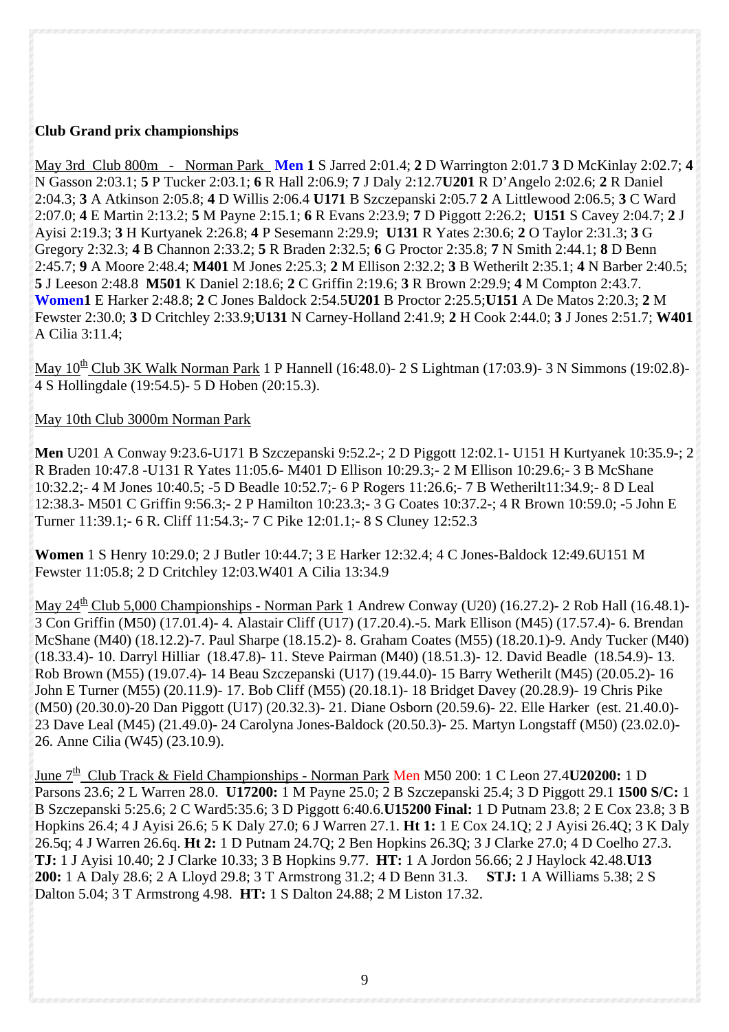**Club Grand prix championships**

May 3rd Club 800m - Norman Park **Men 1** S Jarred 2:01.4; **2** D Warrington 2:01.7 **3** D McKinlay 2:02.7; **4** N Gasson 2:03.1; **5** P Tucker 2:03.1; **6** R Hall 2:06.9; **7** J Daly 2:12.7**U201** R D'Angelo 2:02.6; **2** R Daniel 2:04.3; **3** A Atkinson 2:05.8; **4** D Willis 2:06.4 **U171** B Szczepanski 2:05.7 **2** A Littlewood 2:06.5; **3** C Ward 2:07.0; **4** E Martin 2:13.2; **5** M Payne 2:15.1; **6** R Evans 2:23.9; **7** D Piggott 2:26.2; **U151** S Cavey 2:04.7; **2** J Ayisi 2:19.3; **3** H Kurtyanek 2:26.8; **4** P Sesemann 2:29.9; **U131** R Yates 2:30.6; **2** O Taylor 2:31.3; **3** G Gregory 2:32.3; **4** B Channon 2:33.2; **5** R Braden 2:32.5; **6** G Proctor 2:35.8; **7** N Smith 2:44.1; **8** D Benn 2:45.7; **9** A Moore 2:48.4; **M401** M Jones 2:25.3; **2** M Ellison 2:32.2; **3** B Wetherilt 2:35.1; **4** N Barber 2:40.5; **5** J Leeson 2:48.8 **M501** K Daniel 2:18.6; **2** C Griffin 2:19.6; **3** R Brown 2:29.9; **4** M Compton 2:43.7. **Women1** E Harker 2:48.8; **2** C Jones Baldock 2:54.5**U201** B Proctor 2:25.5;**U151** A De Matos 2:20.3; **2** M Fewster 2:30.0; **3** D Critchley 2:33.9;**U131** N Carney-Holland 2:41.9; **2** H Cook 2:44.0; **3** J Jones 2:51.7; **W401** A Cilia 3:11.4;

May 10th Club 3K Walk Norman Park 1 P Hannell (16:48.0)- 2 S Lightman (17:03.9)- 3 N Simmons (19:02.8)- 4 S Hollingdale (19:54.5)- 5 D Hoben (20:15.3).

May 10th Club 3000m Norman Park

**Men** U201 A Conway 9:23.6-U171 B Szczepanski 9:52.2-; 2 D Piggott 12:02.1- U151 H Kurtyanek 10:35.9-; 2 R Braden 10:47.8 -U131 R Yates 11:05.6- M401 D Ellison 10:29.3;- 2 M Ellison 10:29.6;- 3 B McShane 10:32.2;- 4 M Jones 10:40.5; -5 D Beadle 10:52.7;- 6 P Rogers 11:26.6;- 7 B Wetherilt11:34.9;- 8 D Leal 12:38.3- M501 C Griffin 9:56.3;- 2 P Hamilton 10:23.3;- 3 G Coates 10:37.2-; 4 R Brown 10:59.0; -5 John E Turner 11:39.1;- 6 R. Cliff 11:54.3;- 7 C Pike 12:01.1;- 8 S Cluney 12:52.3

**Women** 1 S Henry 10:29.0; 2 J Butler 10:44.7; 3 E Harker 12:32.4; 4 C Jones-Baldock 12:49.6U151 M Fewster 11:05.8; 2 D Critchley 12:03.W401 A Cilia 13:34.9

May 24th Club 5,000 Championships - Norman Park 1 Andrew Conway (U20) (16.27.2)- 2 Rob Hall (16.48.1)- 3 Con Griffin (M50) (17.01.4)- 4. Alastair Cliff (U17) (17.20.4).-5. Mark Ellison (M45) (17.57.4)- 6. Brendan McShane (M40) (18.12.2)-7. Paul Sharpe (18.15.2)- 8. Graham Coates (M55) (18.20.1)-9. Andy Tucker (M40) (18.33.4)- 10. Darryl Hilliar (18.47.8)- 11. Steve Pairman (M40) (18.51.3)- 12. David Beadle (18.54.9)- 13. Rob Brown (M55) (19.07.4)- 14 Beau Szczepanski (U17) (19.44.0)- 15 Barry Wetherilt (M45) (20.05.2)- 16 John E Turner (M55) (20.11.9)- 17. Bob Cliff (M55) (20.18.1)- 18 Bridget Davey (20.28.9)- 19 Chris Pike (M50) (20.30.0)-20 Dan Piggott (U17) (20.32.3)- 21. Diane Osborn (20.59.6)- 22. Elle Harker (est. 21.40.0)- 23 Dave Leal (M45) (21.49.0)- 24 Carolyna Jones-Baldock (20.50.3)- 25. Martyn Longstaff (M50) (23.02.0)- 26. Anne Cilia (W45) (23.10.9).

June 7th Club Track & Field Championships - Norman Park Men M50 200: 1 C Leon 27.4**U20200:** 1 D Parsons 23.6; 2 L Warren 28.0. **U17200:** 1 M Payne 25.0; 2 B Szczepanski 25.4; 3 D Piggott 29.1 **1500 S/C:** 1 B Szczepanski 5:25.6; 2 C Ward5:35.6; 3 D Piggott 6:40.6.**U15200 Final:** 1 D Putnam 23.8; 2 E Cox 23.8; 3 B Hopkins 26.4; 4 J Ayisi 26.6; 5 K Daly 27.0; 6 J Warren 27.1. **Ht 1:** 1 E Cox 24.1Q; 2 J Ayisi 26.4Q; 3 K Daly 26.5q; 4 J Warren 26.6q. **Ht 2:** 1 D Putnam 24.7Q; 2 Ben Hopkins 26.3Q; 3 J Clarke 27.0; 4 D Coelho 27.3. **TJ:** 1 J Ayisi 10.40; 2 J Clarke 10.33; 3 B Hopkins 9.77. **HT:** 1 A Jordon 56.66; 2 J Haylock 42.48.**U13 200:** 1 A Daly 28.6; 2 A Lloyd 29.8; 3 T Armstrong 31.2; 4 D Benn 31.3. **STJ:** 1 A Williams 5.38; 2 S Dalton 5.04; 3 T Armstrong 4.98. **HT:** 1 S Dalton 24.88; 2 M Liston 17.32.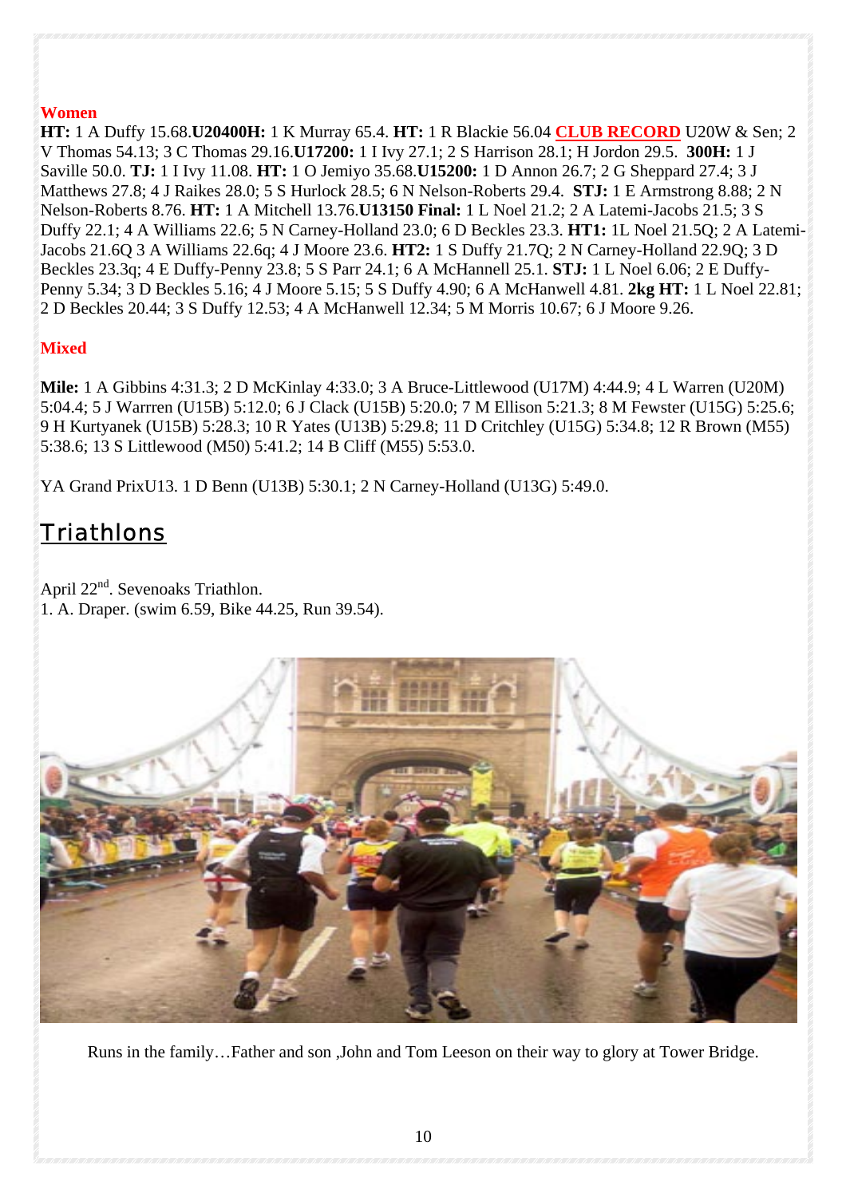**Women**

**HT:** 1 A Duffy 15.68.**U20400H:** 1 K Murray 65.4. **HT:** 1 R Blackie 56.04 **CLUB RECORD** U20W & Sen; 2 V Thomas 54.13; 3 C Thomas 29.16.**U17200:** 1 I Ivy 27.1; 2 S Harrison 28.1; H Jordon 29.5. **300H:** 1 J Saville 50.0. **TJ:** 1 I Ivy 11.08. **HT:** 1 O Jemiyo 35.68.**U15200:** 1 D Annon 26.7; 2 G Sheppard 27.4; 3 J Matthews 27.8; 4 J Raikes 28.0; 5 S Hurlock 28.5; 6 N Nelson-Roberts 29.4. **STJ:** 1 E Armstrong 8.88; 2 N Nelson-Roberts 8.76. **HT:** 1 A Mitchell 13.76.**U13150 Final:** 1 L Noel 21.2; 2 A Latemi-Jacobs 21.5; 3 S Duffy 22.1; 4 A Williams 22.6; 5 N Carney-Holland 23.0; 6 D Beckles 23.3. **HT1:** 1L Noel 21.5Q; 2 A Latemi-Jacobs 21.6Q 3 A Williams 22.6q; 4 J Moore 23.6. **HT2:** 1 S Duffy 21.7Q; 2 N Carney-Holland 22.9Q; 3 D Beckles 23.3q; 4 E Duffy-Penny 23.8; 5 S Parr 24.1; 6 A McHannell 25.1. **STJ:** 1 L Noel 6.06; 2 E Duffy-Penny 5.34; 3 D Beckles 5.16; 4 J Moore 5.15; 5 S Duffy 4.90; 6 A McHanwell 4.81. **2kg HT:** 1 L Noel 22.81; 2 D Beckles 20.44; 3 S Duffy 12.53; 4 A McHanwell 12.34; 5 M Morris 10.67; 6 J Moore 9.26.

**Mixed**

**Mile:** 1 A Gibbins 4:31.3; 2 D McKinlay 4:33.0; 3 A Bruce-Littlewood (U17M) 4:44.9; 4 L Warren (U20M) 5:04.4; 5 J Warrren (U15B) 5:12.0; 6 J Clack (U15B) 5:20.0; 7 M Ellison 5:21.3; 8 M Fewster (U15G) 5:25.6; 9 H Kurtyanek (U15B) 5:28.3; 10 R Yates (U13B) 5:29.8; 11 D Critchley (U15G) 5:34.8; 12 R Brown (M55) 5:38.6; 13 S Littlewood (M50) 5:41.2; 14 B Cliff (M55) 5:53.0.

YA Grand PrixU13. 1 D Benn (U13B) 5:30.1; 2 N Carney-Holland (U13G) 5:49.0.

## Triathlons

April 22nd. Sevenoaks Triathlon.
1. A. Draper. (swim 6.59, Bike 44.25, Run 39.54).

Runs in the family…Father and son ,John and Tom Leeson on their way to glory at Tower Bridge.